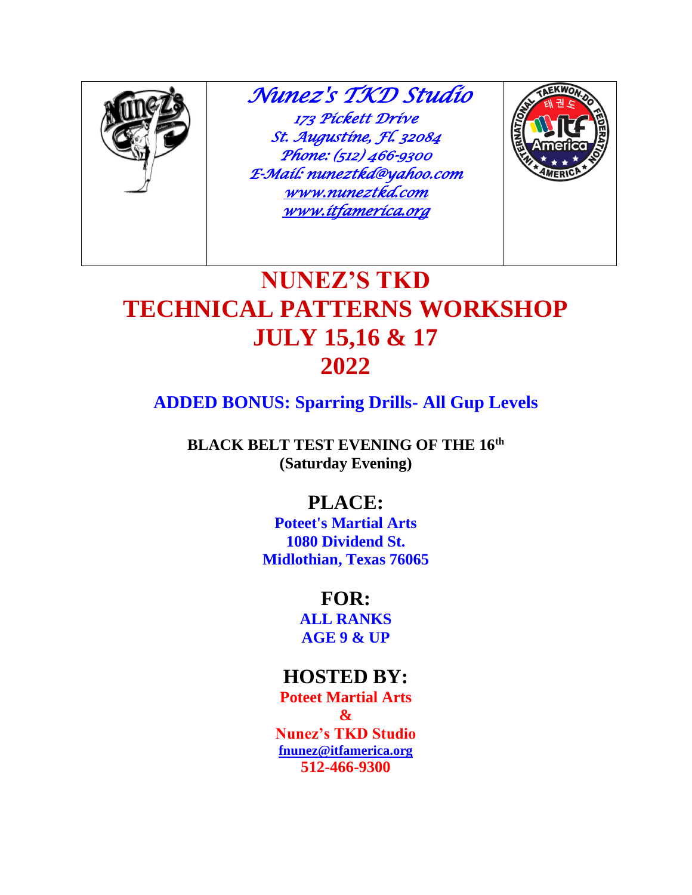| | *Nunez's TKD Studio*<br>*173 Pickett Drive*<br>*St. Augustine, Fl. 32084*<br>*Phone: (512) 466-9300*<br>*E-Mail: nuneztkd@yahoo.com*<br>*www.nuneztkd.com*<br>*www.itfamerica.org* | |
|---|---|---|

# NUNEZ'S TKD
# TECHNICAL PATTERNS WORKSHOP
# JULY 15,16 & 17
# 2022

## ADDED BONUS: Sparring Drills- All Gup Levels

**BLACK BELT TEST EVENING OF THE 16th**
**(Saturday Evening)**

## PLACE:

**Poteet's Martial Arts**
**1080 Dividend St.**
**Midlothian, Texas 76065**

## FOR:

**ALL RANKS**
**AGE 9 & UP**

## HOSTED BY:

**Poteet Martial Arts**
**&**
**Nunez's TKD Studio**
**fnunez@itfamerica.org**
**512-466-9300**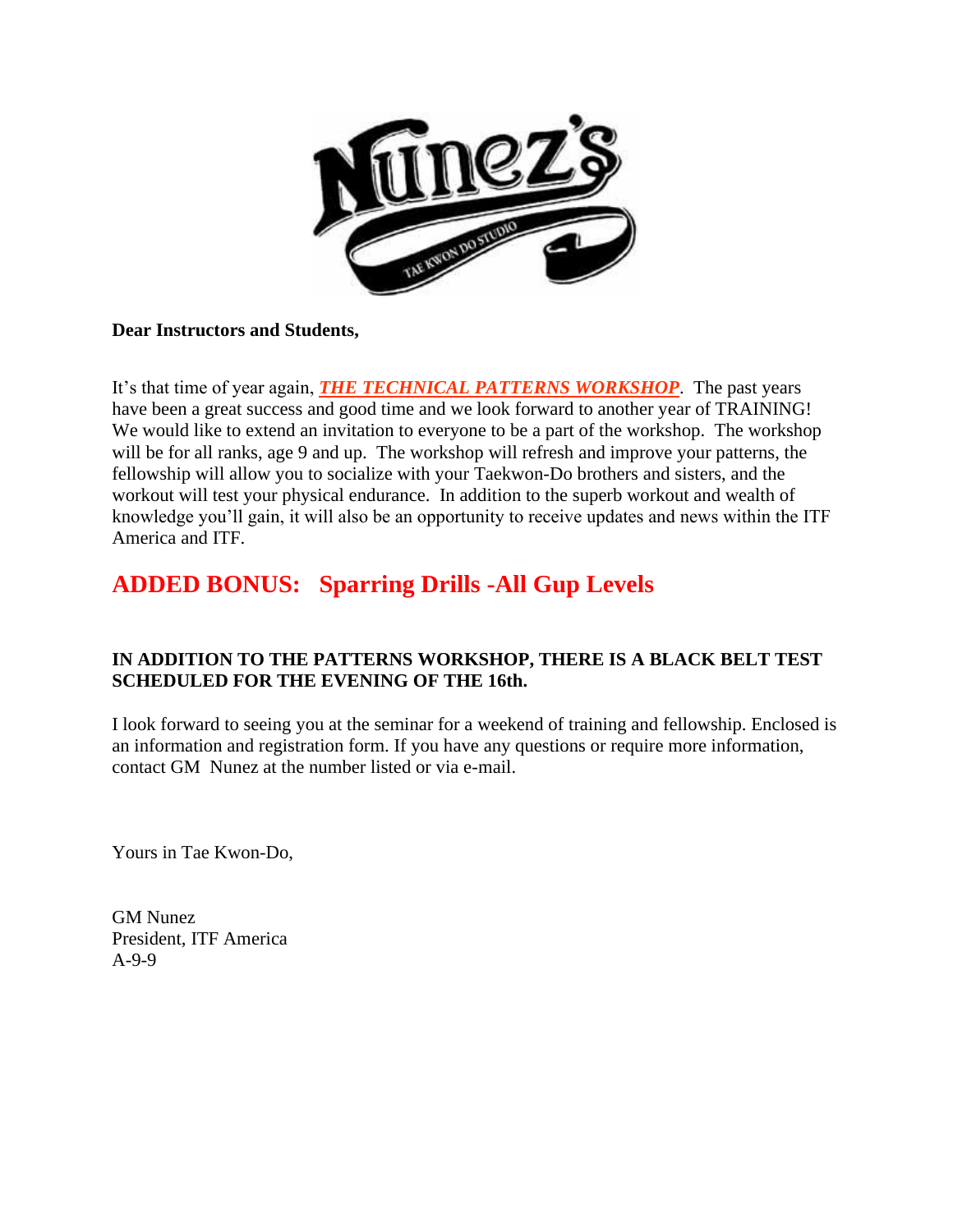**Dear Instructors and Students,**

It's that time of year again, ***THE TECHNICAL PATTERNS WORKSHOP***. The past years have been a great success and good time and we look forward to another year of TRAINING! We would like to extend an invitation to everyone to be a part of the workshop. The workshop will be for all ranks, age 9 and up. The workshop will refresh and improve your patterns, the fellowship will allow you to socialize with your Taekwon-Do brothers and sisters, and the workout will test your physical endurance. In addition to the superb workout and wealth of knowledge you'll gain, it will also be an opportunity to receive updates and news within the ITF America and ITF.

## ADDED BONUS: Sparring Drills -All Gup Levels

**IN ADDITION TO THE PATTERNS WORKSHOP, THERE IS A BLACK BELT TEST SCHEDULED FOR THE EVENING OF THE 16th.**

I look forward to seeing you at the seminar for a weekend of training and fellowship. Enclosed is an information and registration form. If you have any questions or require more information, contact GM Nunez at the number listed or via e-mail.

Yours in Tae Kwon-Do,

GM Nunez
President, ITF America
A-9-9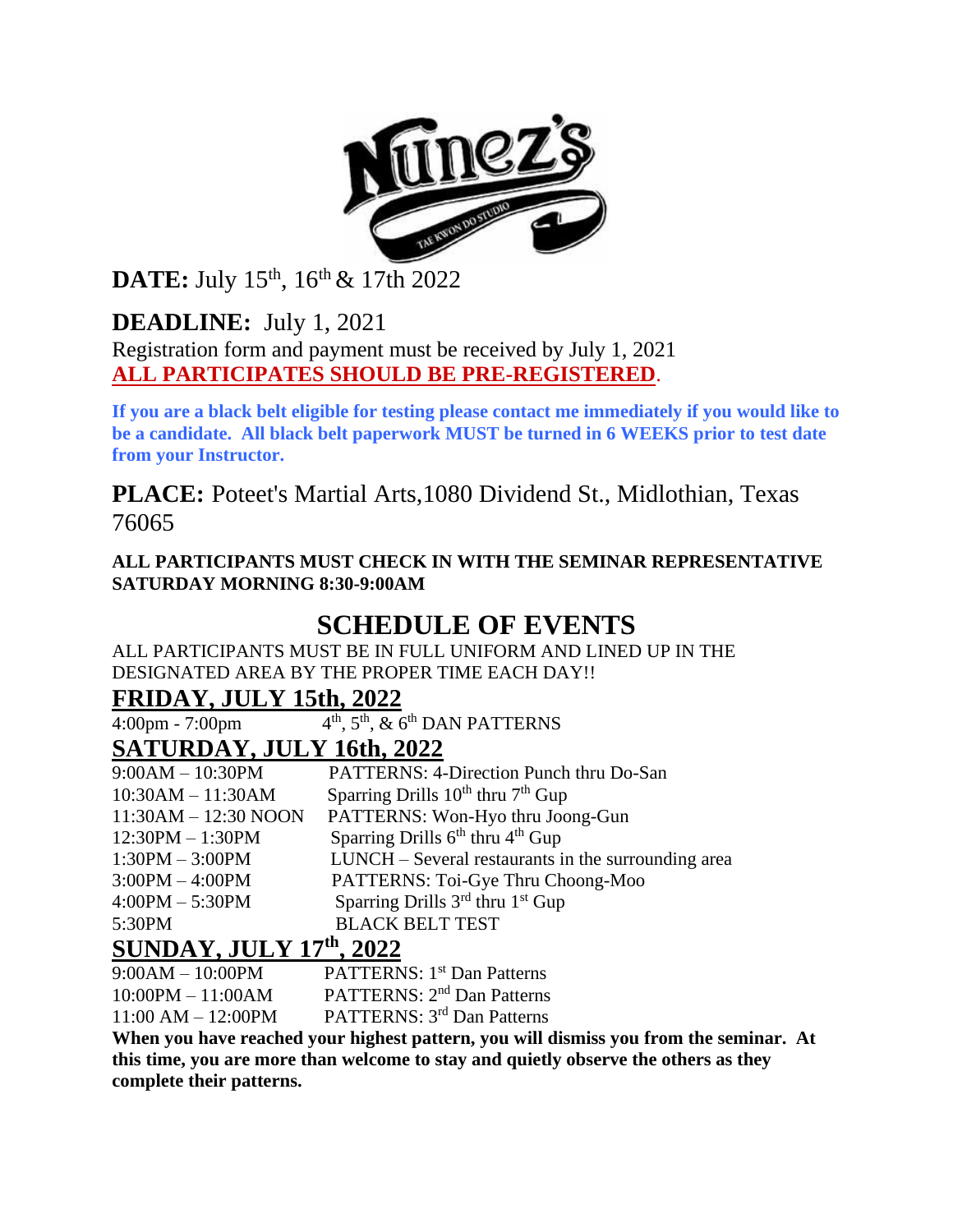**DATE:** July 15th, 16th & 17th 2022

**DEADLINE:** July 1, 2021

Registration form and payment must be received by July 1, 2021

**ALL PARTICIPATES SHOULD BE PRE-REGISTERED**.

**If you are a black belt eligible for testing please contact me immediately if you would like to be a candidate. All black belt paperwork MUST be turned in 6 WEEKS prior to test date from your Instructor.**

**PLACE:** Poteet's Martial Arts,1080 Dividend St., Midlothian, Texas 76065

**ALL PARTICIPANTS MUST CHECK IN WITH THE SEMINAR REPRESENTATIVE SATURDAY MORNING 8:30-9:00AM**

# SCHEDULE OF EVENTS

ALL PARTICIPANTS MUST BE IN FULL UNIFORM AND LINED UP IN THE DESIGNATED AREA BY THE PROPER TIME EACH DAY!!

## FRIDAY, JULY 15th, 2022

| | |
|---|---|
| 4:00pm - 7:00pm | 4th, 5th, & 6th DAN PATTERNS |

## SATURDAY, JULY 16th, 2022

| | |
|---|---|
| 9:00AM – 10:30PM | PATTERNS: 4-Direction Punch thru Do-San |
| 10:30AM – 11:30AM | Sparring Drills 10th thru 7th Gup |
| 11:30AM – 12:30 NOON | PATTERNS: Won-Hyo thru Joong-Gun |
| 12:30PM – 1:30PM | Sparring Drills 6th thru 4th Gup |
| 1:30PM – 3:00PM | LUNCH – Several restaurants in the surrounding area |
| 3:00PM – 4:00PM | PATTERNS: Toi-Gye Thru Choong-Moo |
| 4:00PM – 5:30PM | Sparring Drills 3rd thru 1st Gup |
| 5:30PM | BLACK BELT TEST |

## SUNDAY, JULY 17th, 2022

| | |
|---|---|
| 9:00AM – 10:00PM | PATTERNS: 1st Dan Patterns |
| 10:00PM – 11:00AM | PATTERNS: 2nd Dan Patterns |
| 11:00 AM – 12:00PM | PATTERNS: 3rd Dan Patterns |

**When you have reached your highest pattern, you will dismiss you from the seminar. At this time, you are more than welcome to stay and quietly observe the others as they complete their patterns.**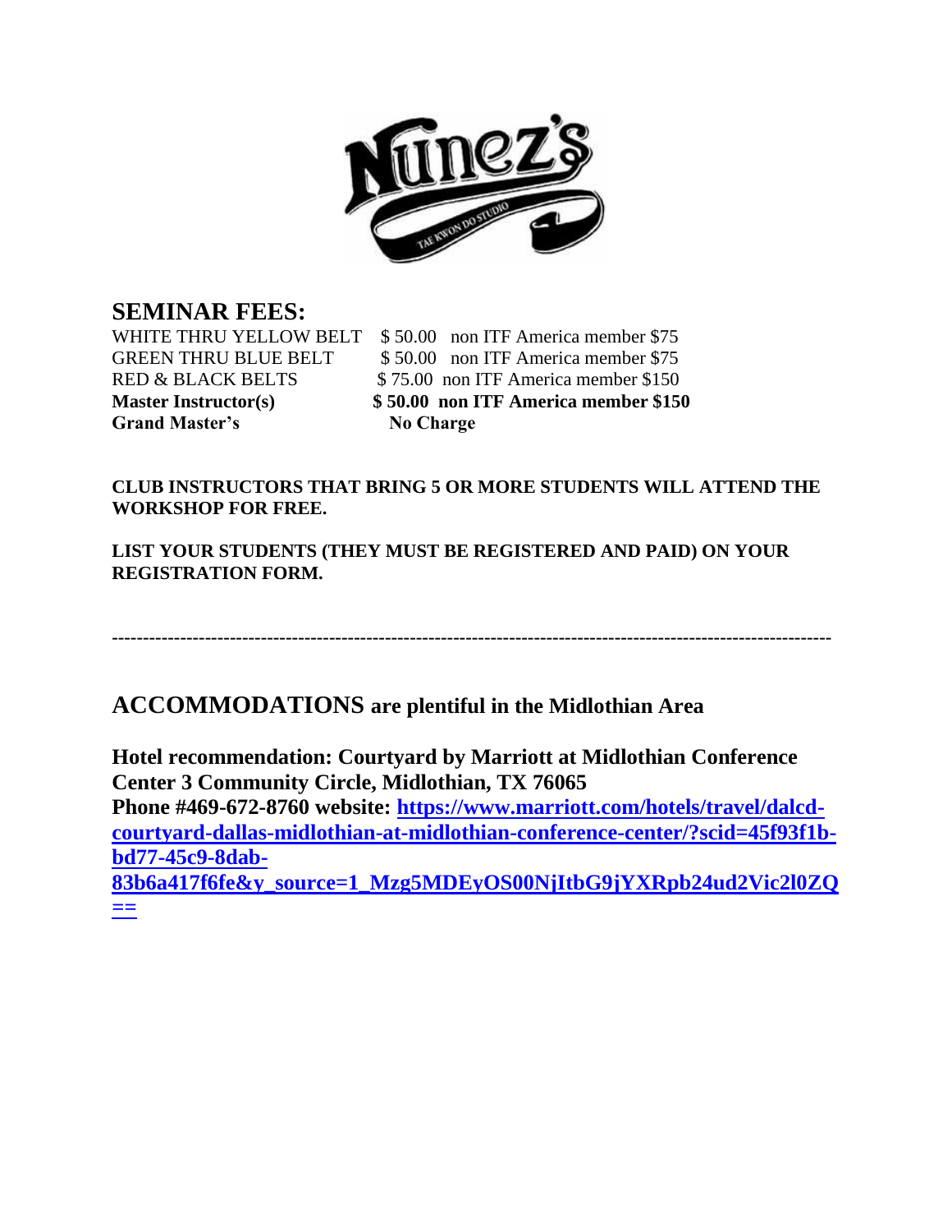## SEMINAR FEES:

| | | |
|---|---|---|
| WHITE THRU YELLOW BELT | $ 50.00 | non ITF America member $75 |
| GREEN THRU BLUE BELT | $ 50.00 | non ITF America member $75 |
| RED & BLACK BELTS | $ 75.00 | non ITF America member $150 |
| **Master Instructor(s)** | **$ 50.00** | **non ITF America member $150** |
| **Grand Master's** | **No Charge** | |

**CLUB INSTRUCTORS THAT BRING 5 OR MORE STUDENTS WILL ATTEND THE WORKSHOP FOR FREE.**

**LIST YOUR STUDENTS (THEY MUST BE REGISTERED AND PAID) ON YOUR REGISTRATION FORM.**

---

## ACCOMMODATIONS are plentiful in the Midlothian Area

**Hotel recommendation: Courtyard by Marriott at Midlothian Conference Center 3 Community Circle, Midlothian, TX 76065**
**Phone #469-672-8760 website: [https://www.marriott.com/hotels/travel/dalcd-courtyard-dallas-midlothian-at-midlothian-conference-center/?scid=45f93f1b-bd77-45c9-8dab-83b6a417f6fe&y_source=1_Mzg5MDEyOS00NjItbG9jYXRpb24ud2Vic2l0ZQ==](https://www.marriott.com/hotels/travel/dalcd-courtyard-dallas-midlothian-at-midlothian-conference-center/?scid=45f93f1b-bd77-45c9-8dab-83b6a417f6fe&y_source=1_Mzg5MDEyOS00NjItbG9jYXRpb24ud2Vic2l0ZQ==)**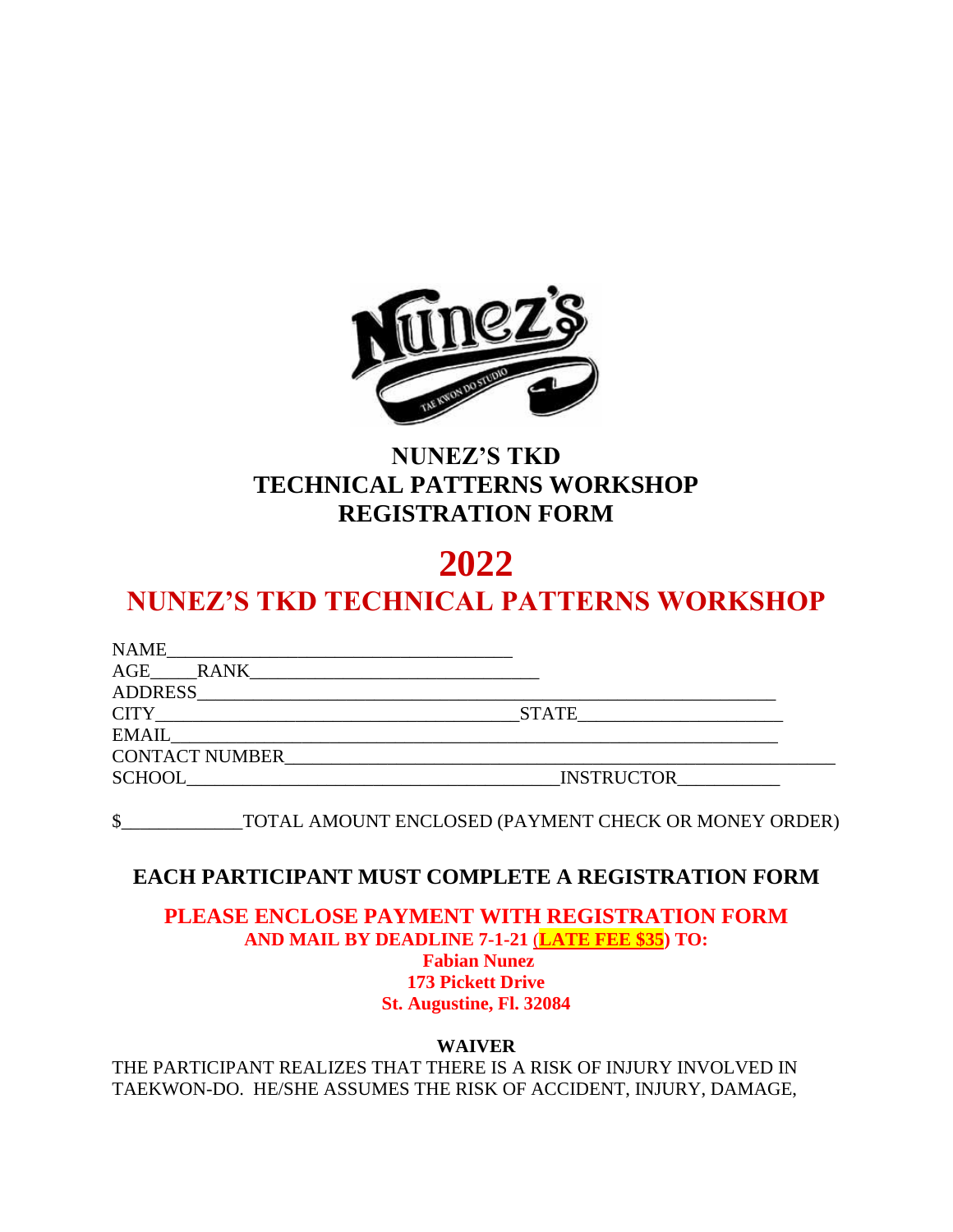# NUNEZ'S TKD
# TECHNICAL PATTERNS WORKSHOP
# REGISTRATION FORM

# 2022

## NUNEZ'S TKD TECHNICAL PATTERNS WORKSHOP

NAME_____________________________________
AGE_____RANK_______________________________
ADDRESS_________________________________________________________________
CITY________________________________________STATE______________________
EMAIL___________________________________________________________________
CONTACT NUMBER___________________________________________________________
SCHOOL__________________________________________INSTRUCTOR___________

$_____________TOTAL AMOUNT ENCLOSED (PAYMENT CHECK OR MONEY ORDER)

**EACH PARTICIPANT MUST COMPLETE A REGISTRATION FORM**

**PLEASE ENCLOSE PAYMENT WITH REGISTRATION FORM**
**AND MAIL BY DEADLINE 7-1-21 (LATE FEE $35) TO:**
**Fabian Nunez**
**173 Pickett Drive**
**St. Augustine, Fl. 32084**

**WAIVER**

THE PARTICIPANT REALIZES THAT THERE IS A RISK OF INJURY INVOLVED IN TAEKWON-DO. HE/SHE ASSUMES THE RISK OF ACCIDENT, INJURY, DAMAGE,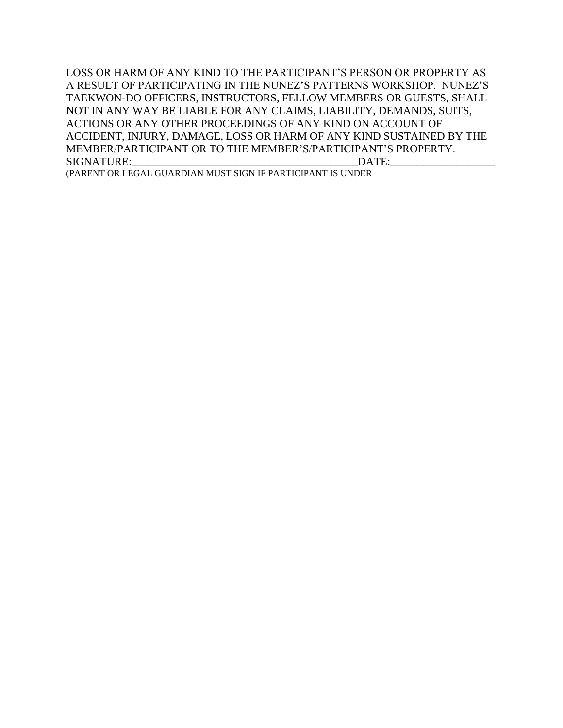LOSS OR HARM OF ANY KIND TO THE PARTICIPANT'S PERSON OR PROPERTY AS A RESULT OF PARTICIPATING IN THE NUNEZ'S PATTERNS WORKSHOP. NUNEZ'S TAEKWON-DO OFFICERS, INSTRUCTORS, FELLOW MEMBERS OR GUESTS, SHALL NOT IN ANY WAY BE LIABLE FOR ANY CLAIMS, LIABILITY, DEMANDS, SUITS, ACTIONS OR ANY OTHER PROCEEDINGS OF ANY KIND ON ACCOUNT OF ACCIDENT, INJURY, DAMAGE, LOSS OR HARM OF ANY KIND SUSTAINED BY THE MEMBER/PARTICIPANT OR TO THE MEMBER'S/PARTICIPANT'S PROPERTY.

SIGNATURE:_________________________________________DATE:___________________

(PARENT OR LEGAL GUARDIAN MUST SIGN IF PARTICIPANT IS UNDER